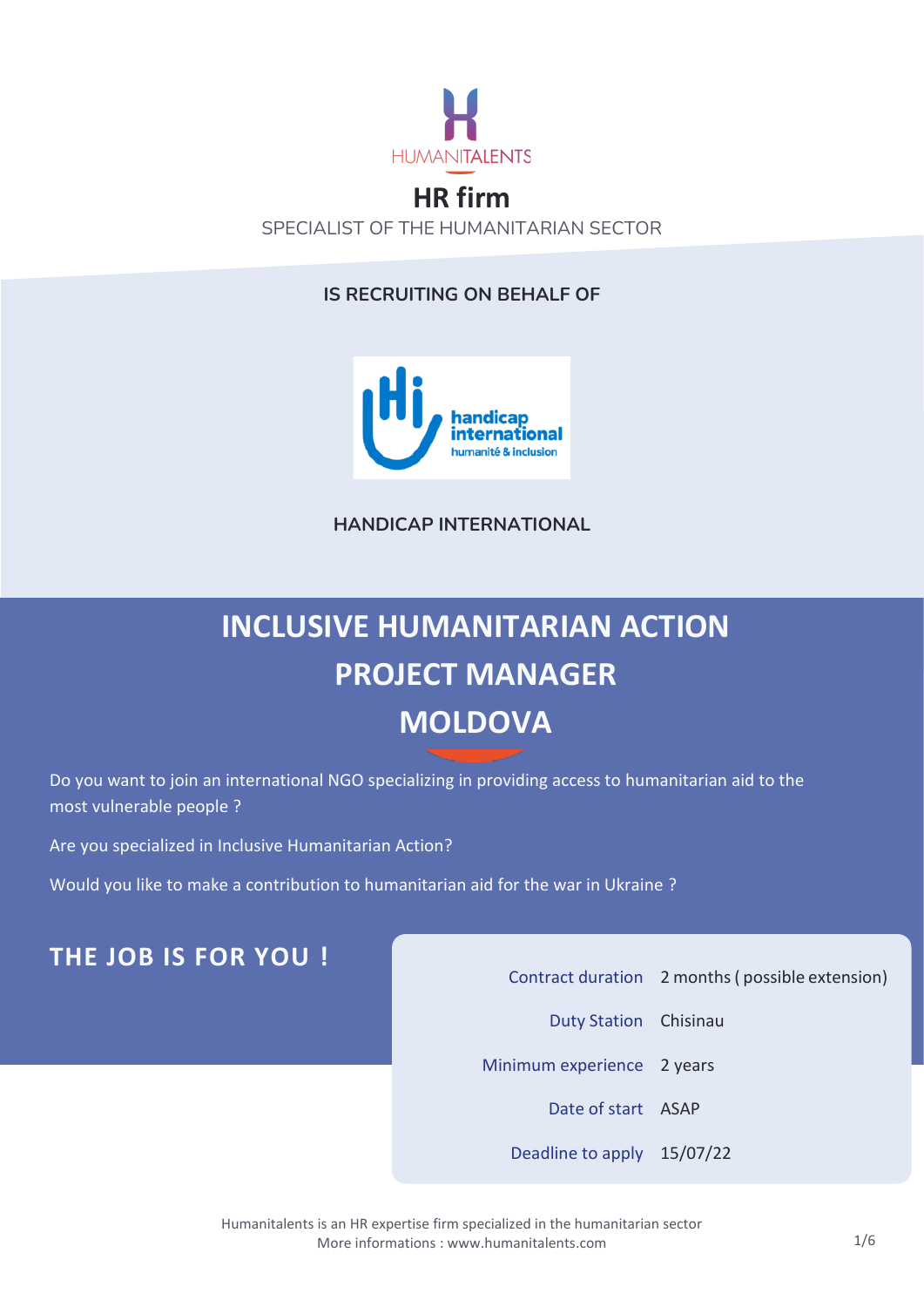HUMANITALENTS

# HR firm

SPECIALIST OF THE HUMANITARIAN SECTOR

**IS RECRUITING ON BEHALF OF**

handicap international
humanité & inclusion

**HANDICAP INTERNATIONAL**

# INCLUSIVE HUMANITARIAN ACTION PROJECT MANAGER MOLDOVA

Do you want to join an international NGO specializing in providing access to humanitarian aid to the most vulnerable people ?

Are you specialized in Inclusive Humanitarian Action?

Would you like to make a contribution to humanitarian aid for the war in Ukraine ?

## THE JOB IS FOR YOU !

| | |
|---|---|
| Contract duration | 2 months ( possible extension) |
| Duty Station | Chisinau |
| Minimum experience | 2 years |
| Date of start | ASAP |
| Deadline to apply | 15/07/22 |

Humanitalents is an HR expertise firm specialized in the humanitarian sector
More informations : www.humanitalents.com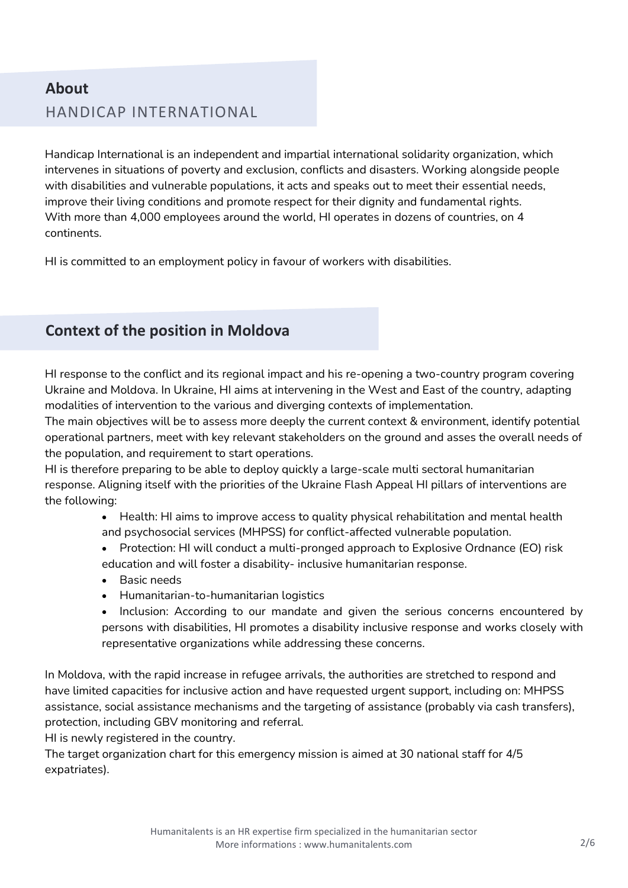## About
## HANDICAP INTERNATIONAL

Handicap International is an independent and impartial international solidarity organization, which intervenes in situations of poverty and exclusion, conflicts and disasters. Working alongside people with disabilities and vulnerable populations, it acts and speaks out to meet their essential needs, improve their living conditions and promote respect for their dignity and fundamental rights.
With more than 4,000 employees around the world, HI operates in dozens of countries, on 4 continents.

HI is committed to an employment policy in favour of workers with disabilities.

## Context of the position in Moldova

HI response to the conflict and its regional impact and his re-opening a two-country program covering Ukraine and Moldova. In Ukraine, HI aims at intervening in the West and East of the country, adapting modalities of intervention to the various and diverging contexts of implementation.
The main objectives will be to assess more deeply the current context & environment, identify potential operational partners, meet with key relevant stakeholders on the ground and asses the overall needs of the population, and requirement to start operations.
HI is therefore preparing to be able to deploy quickly a large-scale multi sectoral humanitarian response. Aligning itself with the priorities of the Ukraine Flash Appeal HI pillars of interventions are the following:

- Health: HI aims to improve access to quality physical rehabilitation and mental health and psychosocial services (MHPSS) for conflict-affected vulnerable population.
- Protection: HI will conduct a multi-pronged approach to Explosive Ordnance (EO) risk education and will foster a disability- inclusive humanitarian response.
- Basic needs
- Humanitarian-to-humanitarian logistics
- Inclusion: According to our mandate and given the serious concerns encountered by persons with disabilities, HI promotes a disability inclusive response and works closely with representative organizations while addressing these concerns.

In Moldova, with the rapid increase in refugee arrivals, the authorities are stretched to respond and have limited capacities for inclusive action and have requested urgent support, including on: MHPSS assistance, social assistance mechanisms and the targeting of assistance (probably via cash transfers), protection, including GBV monitoring and referral.
HI is newly registered in the country.
The target organization chart for this emergency mission is aimed at 30 national staff for 4/5 expatriates).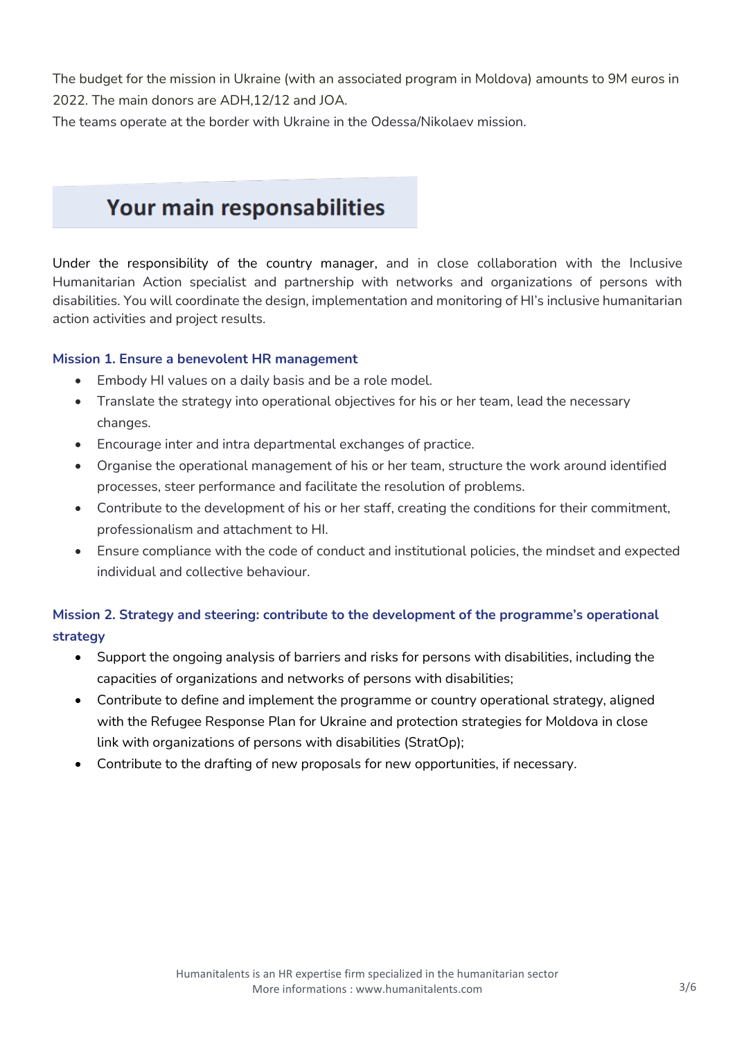The budget for the mission in Ukraine (with an associated program in Moldova) amounts to 9M euros in 2022. The main donors are ADH,12/12 and JOA.

The teams operate at the border with Ukraine in the Odessa/Nikolaev mission.

## Your main responsabilities

Under the responsibility of the country manager, and in close collaboration with the Inclusive Humanitarian Action specialist and partnership with networks and organizations of persons with disabilities. You will coordinate the design, implementation and monitoring of HI's inclusive humanitarian action activities and project results.

### Mission 1. Ensure a benevolent HR management

- Embody HI values on a daily basis and be a role model.
- Translate the strategy into operational objectives for his or her team, lead the necessary changes.
- Encourage inter and intra departmental exchanges of practice.
- Organise the operational management of his or her team, structure the work around identified processes, steer performance and facilitate the resolution of problems.
- Contribute to the development of his or her staff, creating the conditions for their commitment, professionalism and attachment to HI.
- Ensure compliance with the code of conduct and institutional policies, the mindset and expected individual and collective behaviour.

### Mission 2. Strategy and steering: contribute to the development of the programme's operational strategy

- Support the ongoing analysis of barriers and risks for persons with disabilities, including the capacities of organizations and networks of persons with disabilities;
- Contribute to define and implement the programme or country operational strategy, aligned with the Refugee Response Plan for Ukraine and protection strategies for Moldova in close link with organizations of persons with disabilities (StratOp);
- Contribute to the drafting of new proposals for new opportunities, if necessary.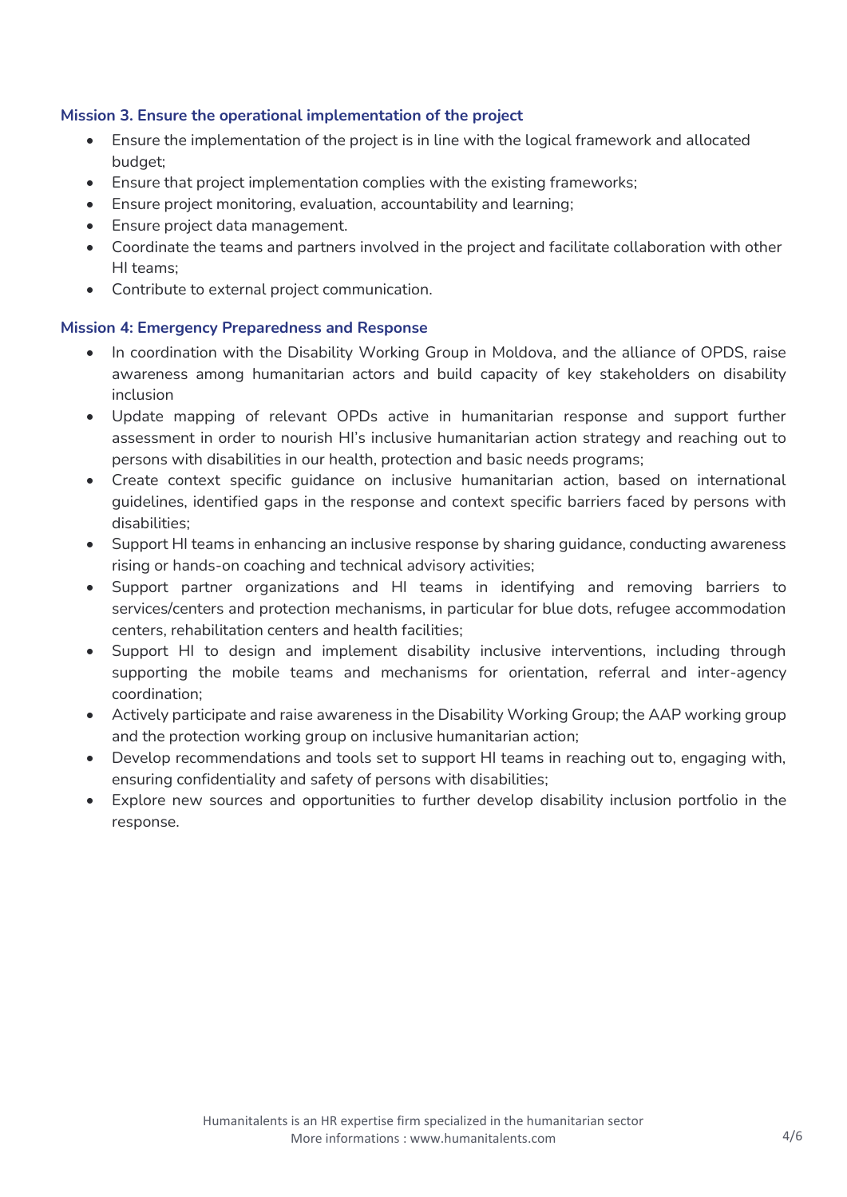### Mission 3. Ensure the operational implementation of the project

- Ensure the implementation of the project is in line with the logical framework and allocated budget;
- Ensure that project implementation complies with the existing frameworks;
- Ensure project monitoring, evaluation, accountability and learning;
- Ensure project data management.
- Coordinate the teams and partners involved in the project and facilitate collaboration with other HI teams;
- Contribute to external project communication.

### Mission 4: Emergency Preparedness and Response

- In coordination with the Disability Working Group in Moldova, and the alliance of OPDS, raise awareness among humanitarian actors and build capacity of key stakeholders on disability inclusion
- Update mapping of relevant OPDs active in humanitarian response and support further assessment in order to nourish HI's inclusive humanitarian action strategy and reaching out to persons with disabilities in our health, protection and basic needs programs;
- Create context specific guidance on inclusive humanitarian action, based on international guidelines, identified gaps in the response and context specific barriers faced by persons with disabilities;
- Support HI teams in enhancing an inclusive response by sharing guidance, conducting awareness rising or hands-on coaching and technical advisory activities;
- Support partner organizations and HI teams in identifying and removing barriers to services/centers and protection mechanisms, in particular for blue dots, refugee accommodation centers, rehabilitation centers and health facilities;
- Support HI to design and implement disability inclusive interventions, including through supporting the mobile teams and mechanisms for orientation, referral and inter-agency coordination;
- Actively participate and raise awareness in the Disability Working Group; the AAP working group and the protection working group on inclusive humanitarian action;
- Develop recommendations and tools set to support HI teams in reaching out to, engaging with, ensuring confidentiality and safety of persons with disabilities;
- Explore new sources and opportunities to further develop disability inclusion portfolio in the response.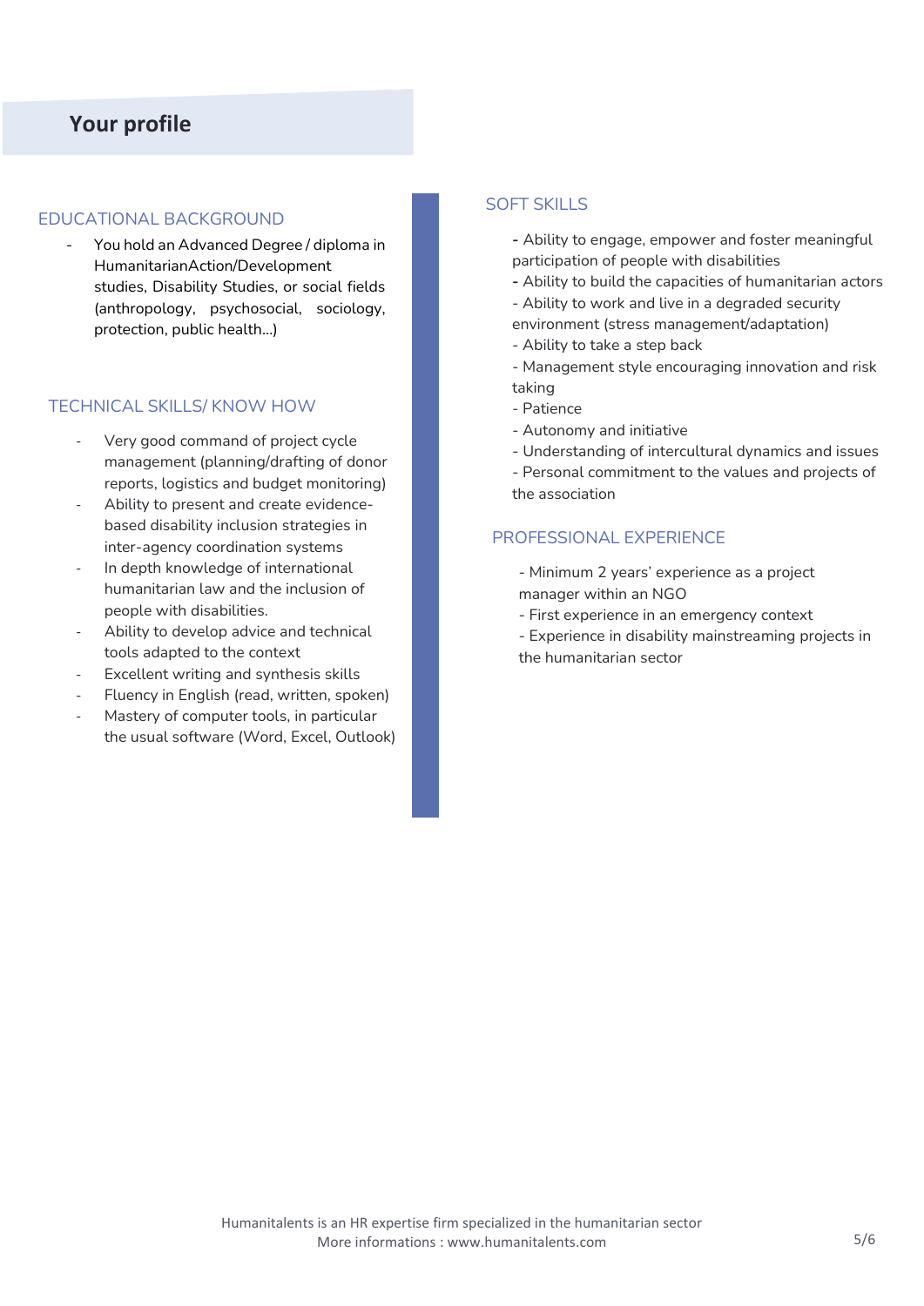## Your profile

### EDUCATIONAL BACKGROUND

- You hold an Advanced Degree / diploma in HumanitarianAction/Development studies, Disability Studies, or social fields (anthropology, psychosocial, sociology, protection, public health…)

### TECHNICAL SKILLS/ KNOW HOW

- Very good command of project cycle management (planning/drafting of donor reports, logistics and budget monitoring)
- Ability to present and create evidence-based disability inclusion strategies in inter-agency coordination systems
- In depth knowledge of international humanitarian law and the inclusion of people with disabilities.
- Ability to develop advice and technical tools adapted to the context
- Excellent writing and synthesis skills
- Fluency in English (read, written, spoken)
- Mastery of computer tools, in particular the usual software (Word, Excel, Outlook)

### SOFT SKILLS

- Ability to engage, empower and foster meaningful participation of people with disabilities
- Ability to build the capacities of humanitarian actors
- Ability to work and live in a degraded security environment (stress management/adaptation)
- Ability to take a step back
- Management style encouraging innovation and risk taking
- Patience
- Autonomy and initiative
- Understanding of intercultural dynamics and issues
- Personal commitment to the values and projects of the association

### PROFESSIONAL EXPERIENCE

- Minimum 2 years' experience as a project manager within an NGO
- First experience in an emergency context
- Experience in disability mainstreaming projects in the humanitarian sector

Humanitalents is an HR expertise firm specialized in the humanitarian sector
More informations : www.humanitalents.com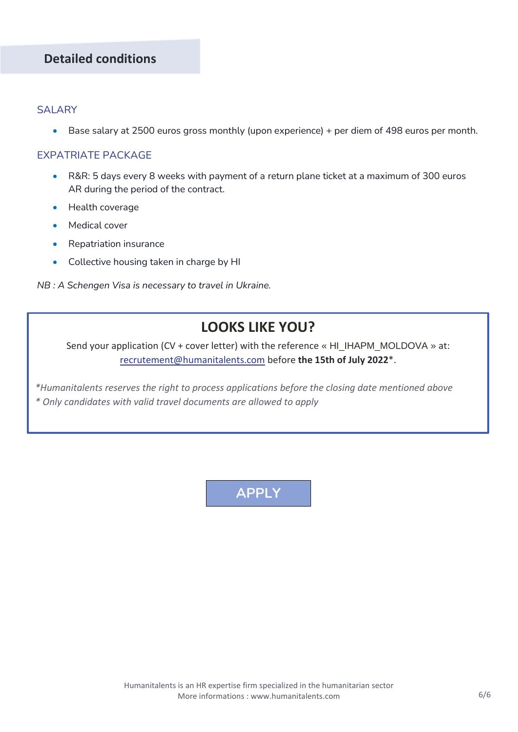## Detailed conditions

### SALARY

- Base salary at 2500 euros gross monthly (upon experience) + per diem of 498 euros per month.

### EXPATRIATE PACKAGE

- R&R: 5 days every 8 weeks with payment of a return plane ticket at a maximum of 300 euros AR during the period of the contract.
- Health coverage
- Medical cover
- Repatriation insurance
- Collective housing taken in charge by HI

*NB : A Schengen Visa is necessary to travel in Ukraine.*

## LOOKS LIKE YOU?

Send your application (CV + cover letter) with the reference « HI_IHAPM_MOLDOVA » at: recrutement@humanitalents.com before **the 15th of July 2022***.

**Humanitalents reserves the right to process applications before the closing date mentioned above*

** Only candidates with valid travel documents are allowed to apply*

APPLY

Humanitalents is an HR expertise firm specialized in the humanitarian sector
More informations : www.humanitalents.com